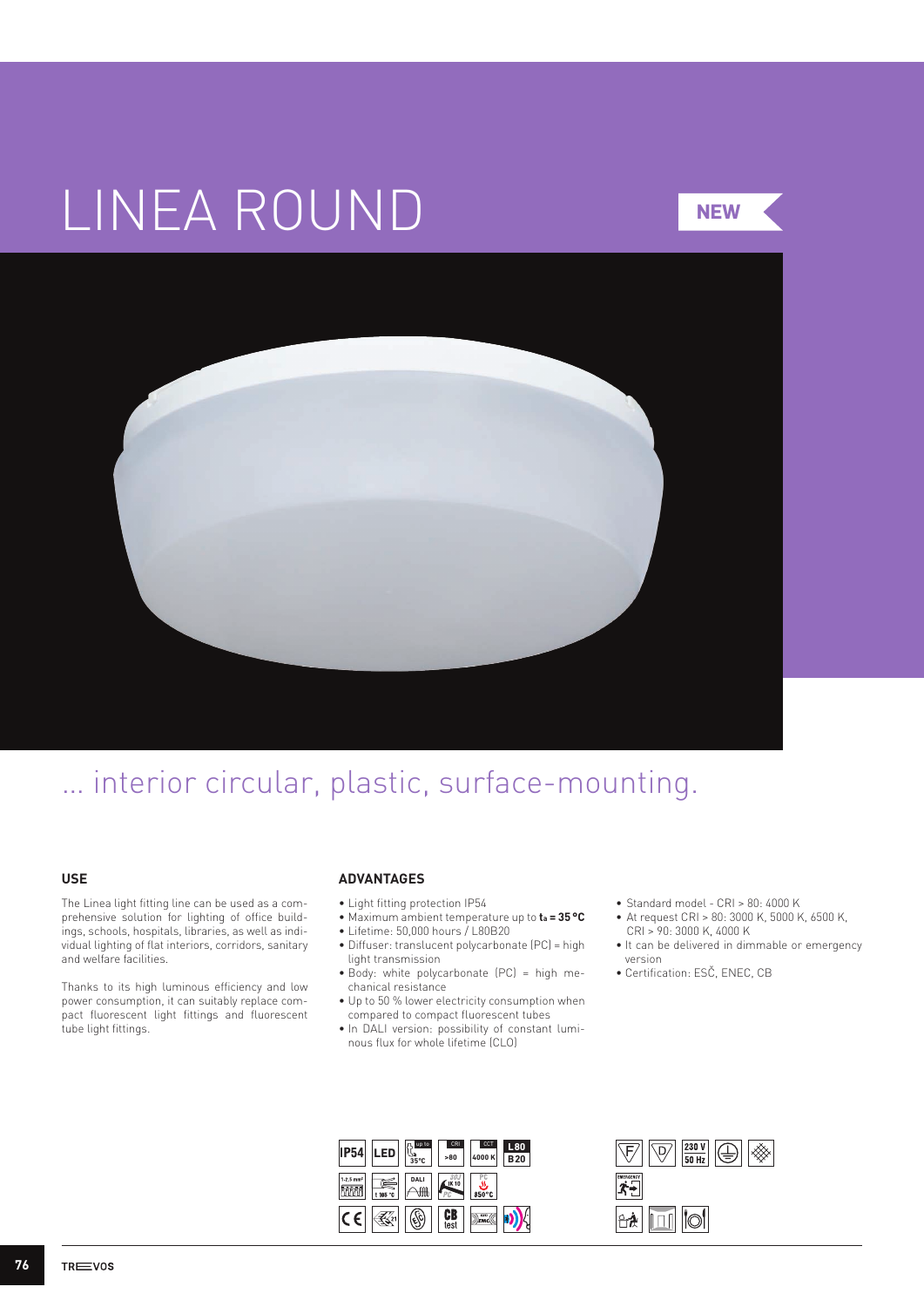# LINEA ROUND

NEW

... interior circular, plastic, surface-mounting.

## USE

The Linea light fitting line can be used as a comprehensive solution for lighting of office buildings, schools, hospitals, libraries, as well as individual lighting of flat interiors, corridors, sanitary and welfare facilities.

Thanks to its high luminous efficiency and low power consumption, it can suitably replace compact fluorescent light fittings and fluorescent tube light fittings.

## ADVANTAGES

- Light fitting protection IP54
- Maximum ambient temperature up to **$t_a$ = 35 °C**
- Lifetime: 50,000 hours / L80B20
- Diffuser: translucent polycarbonate (PC) = high light transmission
- Body: white polycarbonate (PC) = high mechanical resistance
- Up to 50 % lower electricity consumption when compared to compact fluorescent tubes
- In DALI version: possibility of constant luminous flux for whole lifetime (CLO)
- Standard model - CRI > 80: 4000 K
- At request CRI > 80: 3000 K, 5000 K, 6500 K, CRI > 90: 3000 K, 4000 K
- It can be delivered in dimmable or emergency version
- Certification: ESČ, ENEC, CB

IP54 | LED | up to $t_a$ 35°C | CRI >80 | CCT 4000 K | L80 B20

1-2.5 mm² | t 105 °C | DALI | 30J IK10 PC | PC 850°C

CE | 21 | CB test | EMC

F | D | 230 V 50 Hz | EMERGENCY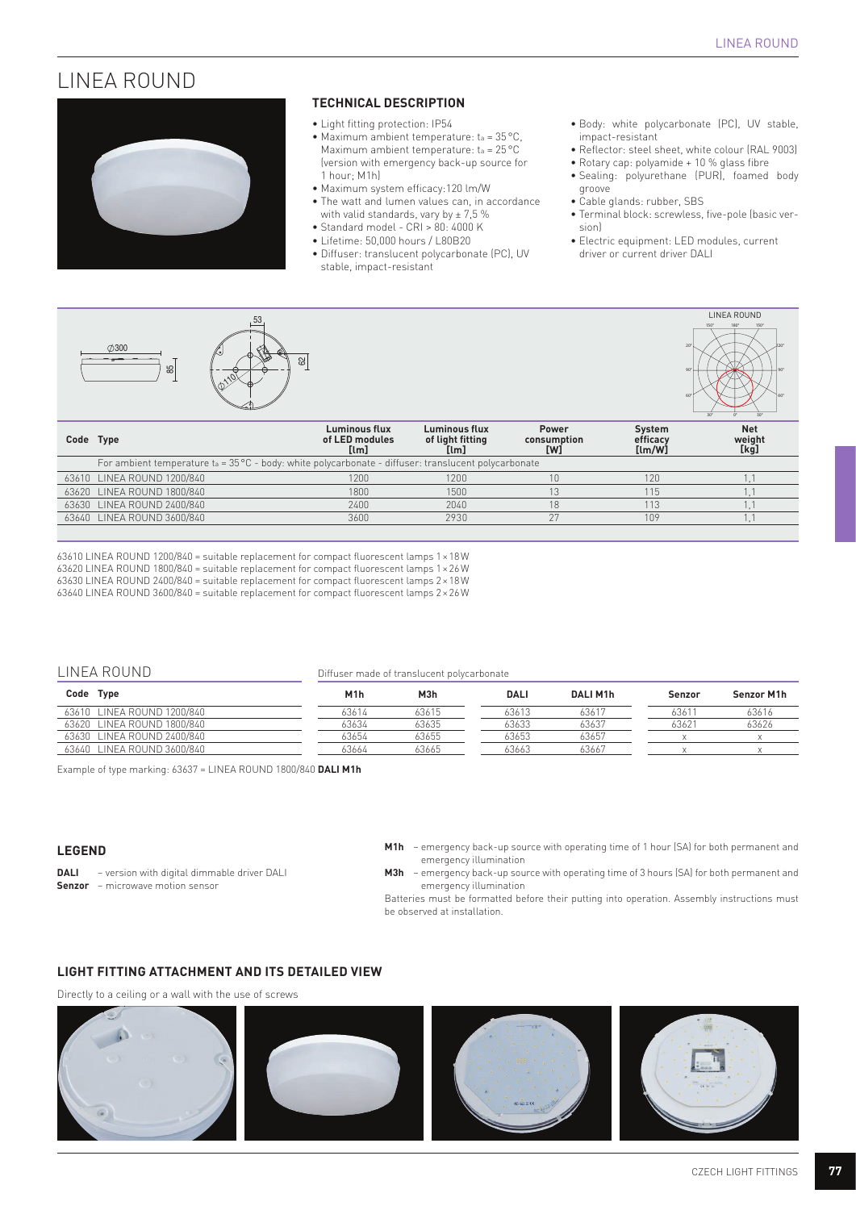# LINEA ROUND

## TECHNICAL DESCRIPTION

- Light fitting protection: IP54
- Maximum ambient temperature: $t_a$ = 35 °C, Maximum ambient temperature: $t_a$ = 25 °C (version with emergency back-up source for 1 hour; M1h)
- Maximum system efficacy:120 lm/W
- The watt and lumen values can, in accordance with valid standards, vary by ± 7,5 %
- Standard model - CRI > 80: 4000 K
- Lifetime: 50,000 hours / L80B20
- Diffuser: translucent polycarbonate (PC), UV stable, impact-resistant
- Body: white polycarbonate (PC), UV stable, impact-resistant
- Reflector: steel sheet, white colour (RAL 9003)
- Rotary cap: polyamide + 10 % glass fibre
- Sealing: polyurethane (PUR), foamed body groove
- Cable glands: rubber, SBS
- Terminal block: screwless, five-pole (basic version)
- Electric equipment: LED modules, current driver or current driver DALI

∅300
85
53
62
∅110

LINEA ROUND

| Code | Type | Luminous flux of LED modules [lm] | Luminous flux of light fitting [lm] | Power consumption [W] | System efficacy [lm/W] | Net weight [kg] |
|---|---|---|---|---|---|---|
| | For ambient temperature $t_a$ = 35 °C - body: white polycarbonate - diffuser: translucent polycarbonate | | | | | |
| 63610 | LINEA ROUND 1200/840 | 1200 | 1200 | 10 | 120 | 1,1 |
| 63620 | LINEA ROUND 1800/840 | 1800 | 1500 | 13 | 115 | 1,1 |
| 63630 | LINEA ROUND 2400/840 | 2400 | 2040 | 18 | 113 | 1,1 |
| 63640 | LINEA ROUND 3600/840 | 3600 | 2930 | 27 | 109 | 1,1 |

63610 LINEA ROUND 1200/840 = suitable replacement for compact fluorescent lamps 1 × 18 W
63620 LINEA ROUND 1800/840 = suitable replacement for compact fluorescent lamps 1 × 26 W
63630 LINEA ROUND 2400/840 = suitable replacement for compact fluorescent lamps 2 × 18 W
63640 LINEA ROUND 3600/840 = suitable replacement for compact fluorescent lamps 2 × 26 W

## LINEA ROUND

Diffuser made of translucent polycarbonate

| Code | Type | M1h | M3h | DALI | DALI M1h | Senzor | Senzor M1h |
|---|---|---|---|---|---|---|---|
| 63610 | LINEA ROUND 1200/840 | 63614 | 63615 | 63613 | 63617 | 63611 | 63616 |
| 63620 | LINEA ROUND 1800/840 | 63634 | 63635 | 63633 | 63637 | 63621 | 63626 |
| 63630 | LINEA ROUND 2400/840 | 63654 | 63655 | 63653 | 63657 | x | x |
| 63640 | LINEA ROUND 3600/840 | 63664 | 63665 | 63663 | 63667 | x | x |

Example of type marking: 63637 = LINEA ROUND 1800/840 **DALI M1h**

### LEGEND

**DALI** – version with digital dimmable driver DALI
**Senzor** – microwave motion sensor

**M1h** – emergency back-up source with operating time of 1 hour (SA) for both permanent and emergency illumination
**M3h** – emergency back-up source with operating time of 3 hours (SA) for both permanent and emergency illumination

Batteries must be formatted before their putting into operation. Assembly instructions must be observed at installation.

### LIGHT FITTING ATTACHMENT AND ITS DETAILED VIEW

Directly to a ceiling or a wall with the use of screws